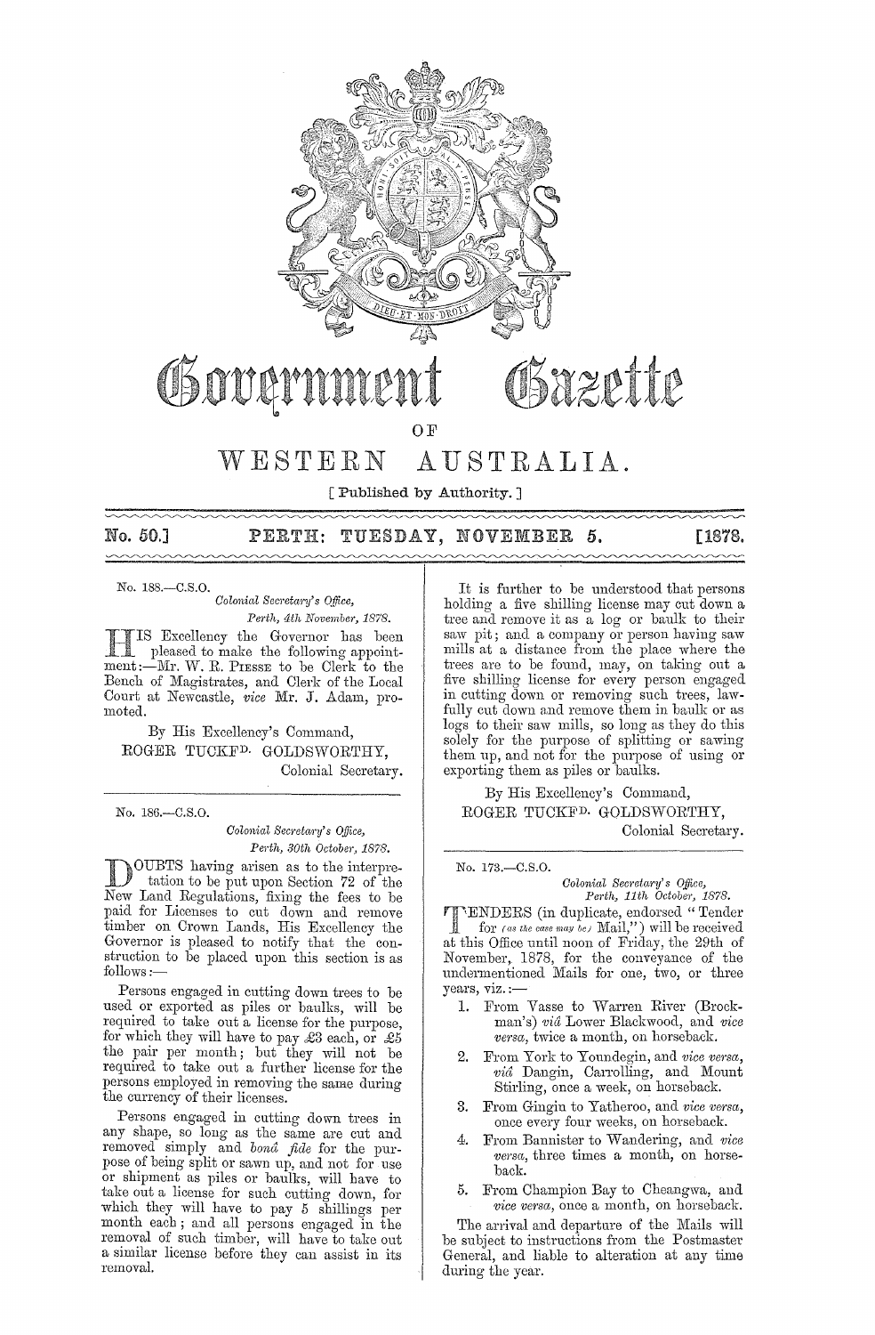# Government Gazette

OF

# WESTERN AUSTRALIA.

[ Published by Authority. ]

**No. 50.] PERTH: TUESDAY, NOVEMBER 5. [1878.**

No. 188.—C.S.O.

*Colonial Secretary's Office,*
*Perth, 4th November, 1878.*

HIS Excellency the Governor has been pleased to make the following appointment:—Mr. W. R. PIESSE to be Clerk to the Bench of Magistrates, and Clerk of the Local Court at Newcastle, *vice* Mr. J. Adam, promoted.

By His Excellency's Command,
ROGER TUCKFD. GOLDSWORTHY,
Colonial Secretary.

---

No. 186.—C.S.O.

*Colonial Secretary's Office,*
*Perth, 30th October, 1878.*

DOUBTS having arisen as to the interpretation to be put upon Section 72 of the New Land Regulations, fixing the fees to be paid for Licenses to cut down and remove timber on Crown Lands, His Excellency the Governor is pleased to notify that the construction to be placed upon this section is as follows:—

Persons engaged in cutting down trees to be used or exported as piles or baulks, will be required to take out a license for the purpose, for which they will have to pay £3 each, or £5 the pair per month; but they will not be required to take out a further license for the persons employed in removing the same during the currency of their licenses.

Persons engaged in cutting down trees in any shape, so long as the same are cut and removed simply and *bonâ fide* for the purpose of being split or sawn up, and not for use or shipment as piles or baulks, will have to take out a license for such cutting down, for which they will have to pay 5 shillings per month each; and all persons engaged in the removal of such timber, will have to take out a similar license before they can assist in its removal.

It is further to be understood that persons holding a five shilling license may cut down a tree and remove it as a log or baulk to their saw pit; and a company or person having saw mills at a distance from the place where the trees are to be found, may, on taking out a five shilling license for every person engaged in cutting down or removing such trees, lawfully cut down and remove them in baulk or as logs to their saw mills, so long as they do this solely for the purpose of splitting or sawing them up, and not for the purpose of using or exporting them as piles or baulks.

By His Excellency's Command,
ROGER TUCKFD. GOLDSWORTHY,
Colonial Secretary.

---

No. 173.—C.S.O.

*Colonial Secretary's Office,*
*Perth, 11th October, 1878.*

TENDERS (in duplicate, endorsed "Tender for *(as the case may be)* Mail,") will be received at this Office until noon of Friday, the 29th of November, 1878, for the conveyance of the undermentioned Mails for one, two, or three years, viz.:—

1. From Vasse to Warren River (Brockman's) *viâ* Lower Blackwood, and *vice versa*, twice a month, on horseback.
2. From York to Youndegin, and *vice versa*, *viâ* Dangin, Carrolling, and Mount Stirling, once a week, on horseback.
3. From Gingin to Yatheroo, and *vice versa*, once every four weeks, on horseback.
4. From Bannister to Wandering, and *vice versa*, three times a month, on horseback.
5. From Champion Bay to Cheangwa, and *vice versa*, once a month, on horseback.

The arrival and departure of the Mails will be subject to instructions from the Postmaster General, and liable to alteration at any time during the year.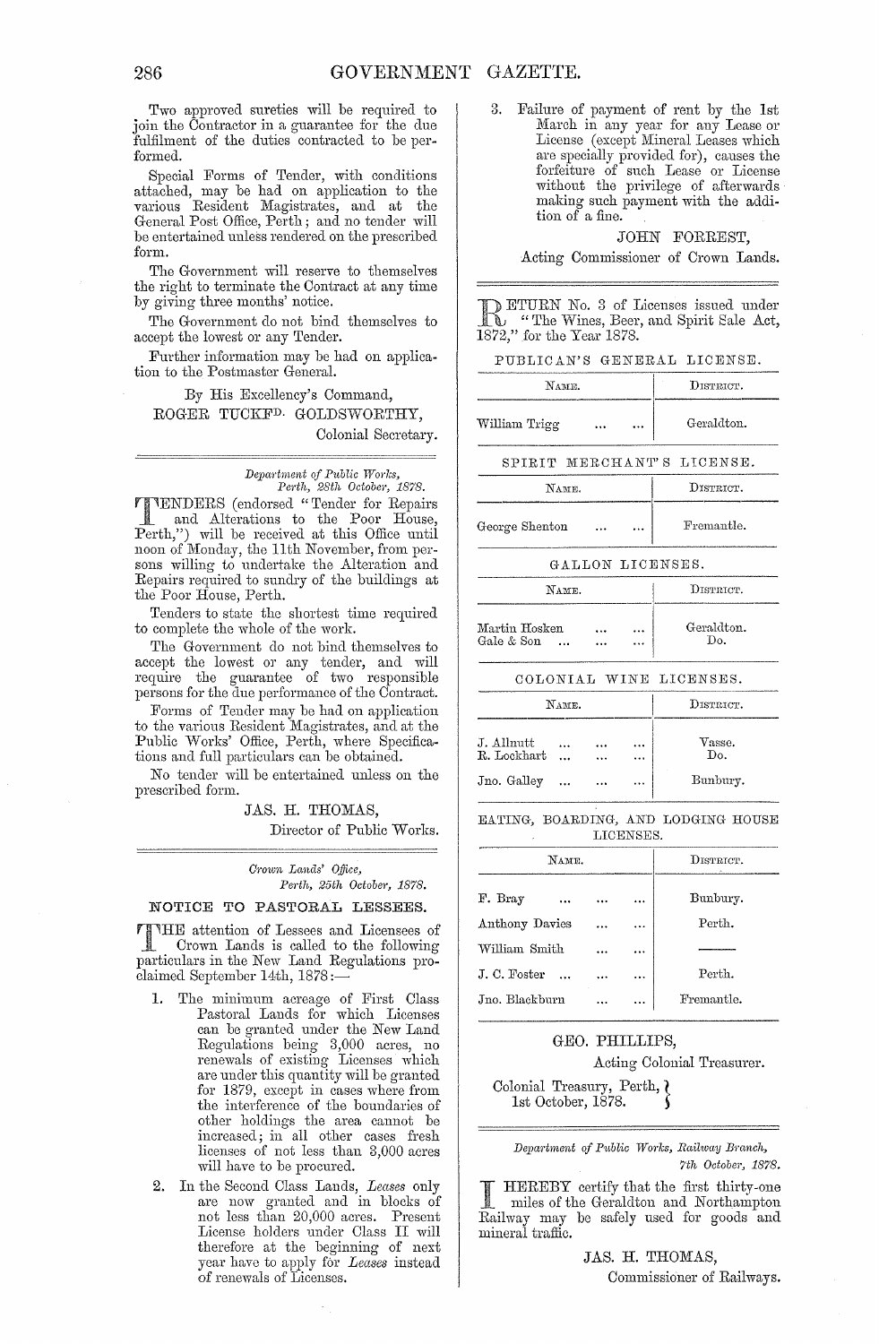Two approved sureties will be required to join the Contractor in a guarantee for the due fulfilment of the duties contracted to be performed.

Special Forms of Tender, with conditions attached, may be had on application to the various Resident Magistrates, and at the General Post Office, Perth; and no tender will be entertained unless rendered on the prescribed form.

The Government will reserve to themselves the right to terminate the Contract at any time by giving three months' notice.

The Government do not bind themselves to accept the lowest or any Tender.

Further information may be had on application to the Postmaster General.

By His Excellency's Command,
ROGER TUCKFD. GOLDSWORTHY,
Colonial Secretary.

---

*Department of Public Works,*
*Perth, 28th October, 1878.*

TENDERS (endorsed "Tender for Repairs and Alterations to the Poor House, Perth,") will be received at this Office until noon of Monday, the 11th November, from persons willing to undertake the Alteration and Repairs required to sundry of the buildings at the Poor House, Perth.

Tenders to state the shortest time required to complete the whole of the work.

The Government do not bind themselves to accept the lowest or any tender, and will require the guarantee of two responsible persons for the due performance of the Contract.

Forms of Tender may be had on application to the various Resident Magistrates, and at the Public Works' Office, Perth, where Specifications and full particulars can be obtained.

No tender will be entertained unless on the prescribed form.

JAS. H. THOMAS,
Director of Public Works.

---

*Crown Lands' Office,*
*Perth, 25th October, 1878.*

## NOTICE TO PASTORAL LESSEES.

THE attention of Lessees and Licensees of Crown Lands is called to the following particulars in the New Land Regulations proclaimed September 14th, 1878:—

1. The minimum acreage of First Class Pastoral Lands for which Licenses can be granted under the New Land Regulations being 3,000 acres, no renewals of existing Licenses which are under this quantity will be granted for 1879, except in cases where from the interference of the boundaries of other holdings the area cannot be increased; in all other cases fresh licenses of not less than 3,000 acres will have to be procured.
2. In the Second Class Lands, *Leases* only are now granted and in blocks of not less than 20,000 acres. Present License holders under Class II will therefore at the beginning of next year have to apply for *Leases* instead of renewals of Licenses.
3. Failure of payment of rent by the 1st March in any year for any Lease or License (except Mineral Leases which are specially provided for), causes the forfeiture of such Lease or License without the privilege of afterwards making such payment with the addition of a fine.

JOHN FORREST,
Acting Commissioner of Crown Lands.

---

RETURN No. 3 of Licenses issued under "The Wines, Beer, and Spirit Sale Act, 1872," for the Year 1878.

PUBLICAN'S GENERAL LICENSE.

| Name. | District. |
|---|---|
| William Trigg ... ... | Geraldton. |

SPIRIT MERCHANT'S LICENSE.

| Name. | District. |
|---|---|
| George Shenton ... ... | Fremantle. |

GALLON LICENSES.

| Name. | District. |
|---|---|
| Martin Hosken ... ... | Geraldton. |
| Gale & Son ... ... ... | Do. |

COLONIAL WINE LICENSES.

| Name. | District. |
|---|---|
| J. Allnutt ... ... ... | Vasse. |
| R. Lockhart ... ... ... | Do. |
| Jno. Galley ... ... ... | Bunbury. |

EATING, BOARDING, AND LODGING HOUSE LICENSES.

| Name. | District. |
|---|---|
| F. Bray ... ... ... | Bunbury. |
| Anthony Davies ... ... | Perth. |
| William Smith ... ... | ——— |
| J. C. Foster ... ... ... | Perth. |
| Jno. Blackburn ... ... | Fremantle. |

GEO. PHILLIPS,
Acting Colonial Treasurer.

Colonial Treasury, Perth,
1st October, 1878.

---

*Department of Public Works, Railway Branch,*
*7th October, 1878.*

I HEREBY certify that the first thirty-one miles of the Geraldton and Northampton Railway may be safely used for goods and mineral traffic.

JAS. H. THOMAS,
Commissioner of Railways.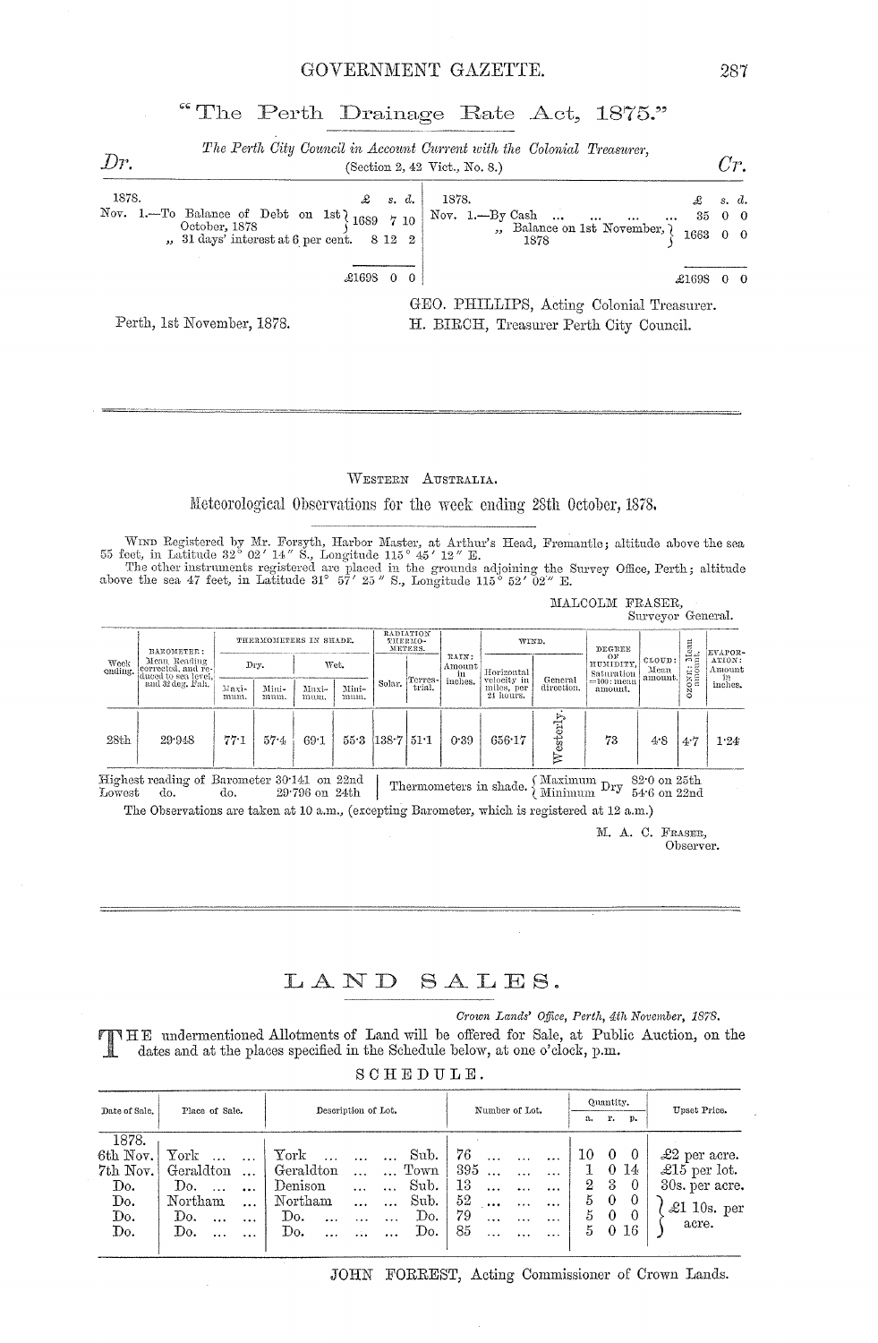## "The Perth Drainage Rate Act, 1875."

*The Perth City Council in Account Current with the Colonial Treasurer,*
(Section 2, 42 Vict., No. 8.)

| *Dr.* | £ s. d. | | *Cr.* | £ s. d. |
|---|---|---|---|---|
| 1878. | | | 1878. | |
| Nov. 1.—To Balance of Debt on 1st October, 1878 | 1689 7 10 | | Nov. 1.—By Cash ... ... ... ... | 35 0 0 |
| " 31 days' interest at 6 per cent. | 8 12 2 | | " Balance on 1st November, 1878 | 1663 0 0 |
| | £1698 0 0 | | | £1698 0 0 |

Perth, 1st November, 1878.

GEO. PHILLIPS, Acting Colonial Treasurer.
H. BIRCH, Treasurer Perth City Council.

---

WESTERN AUSTRALIA.

## Meteorological Observations for the week ending 28th October, 1878.

WIND Registered by Mr. Forsyth, Harbor Master, at Arthur's Head, Fremantle; altitude above the sea 55 feet, in Latitude 32° 02′ 14″ S., Longitude 115° 45′ 12″ E.

The other instruments registered are placed in the grounds adjoining the Survey Office, Perth; altitude above the sea 47 feet, in Latitude 31° 57′ 25″ S., Longitude 115° 52′ 02″ E.

MALCOLM FRASER,
Surveyor General.

| Week ending. | BAROMETER: Mean Reading corrected, and reduced to sea level, and 32 deg. Fah. | THERMOMETERS IN SHADE. Dry. Maximum. | Dry. Minimum. | Wet. Maximum. | Wet. Minimum. | RADIATION THERMOMETERS. Solar. | Terrestrial. | RAIN: Amount in inches. | WIND. Horizontal velocity in miles, per 24 hours. | General direction. | DEGREE OF HUMIDITY, Saturation =100: mean amount. | CLOUD: Mean amount. | OZONE: Mean amount. | EVAPORATION: Amount in inches. |
|---|---|---|---|---|---|---|---|---|---|---|---|---|---|---|
| 28th | 29·948 | 77·1 | 57·4 | 69·1 | 55·3 | 138·7 | 51·1 | 0·39 | 656·17 | Westerly. | 73 | 4·8 | 4·7 | 1·24 |

Highest reading of Barometer 30·141 on 22nd
Lowest do. do. 29·796 on 24th

Thermometers in shade. Maximum Dry 82·0 on 25th; Minimum Dry 54·6 on 22nd

The Observations are taken at 10 a.m., (excepting Barometer, which is registered at 12 a.m.)

M. A. C. FRASER,
Observer.

---

# LAND SALES.

*Crown Lands' Office, Perth, 4th November, 1878.*

THE undermentioned Allotments of Land will be offered for Sale, at Public Auction, on the dates and at the places specified in the Schedule below, at one o'clock, p.m.

SCHEDULE.

| Date of Sale. | Place of Sale. | Description of Lot. | Number of Lot. | Quantity. a. | r. | p. | Upset Price. |
|---|---|---|---|---|---|---|---|
| 1878. 6th Nov. | York ... ... | York ... ... ... Sub. | 76 ... ... ... | 10 | 0 | 0 | £2 per acre. |
| 7th Nov. | Geraldton ... | Geraldton ... ... Town | 395 ... ... ... | 1 | 0 | 14 | £15 per lot. |
| Do. | Do. ... ... | Denison ... ... Sub. | 13 ... ... ... | 2 | 3 | 0 | 30s. per acre. |
| Do. | Northam ... | Northam ... ... Sub. | 52 ... ... ... | 5 | 0 | 0 | £1 10s. per acre. |
| Do. | Do. ... ... | Do. ... ... ... Do. | 79 ... ... ... | 5 | 0 | 0 | |
| Do. | Do. ... ... | Do. ... ... ... Do. | 85 ... ... ... | 5 | 0 | 16 | |

JOHN FORREST, Acting Commissioner of Crown Lands.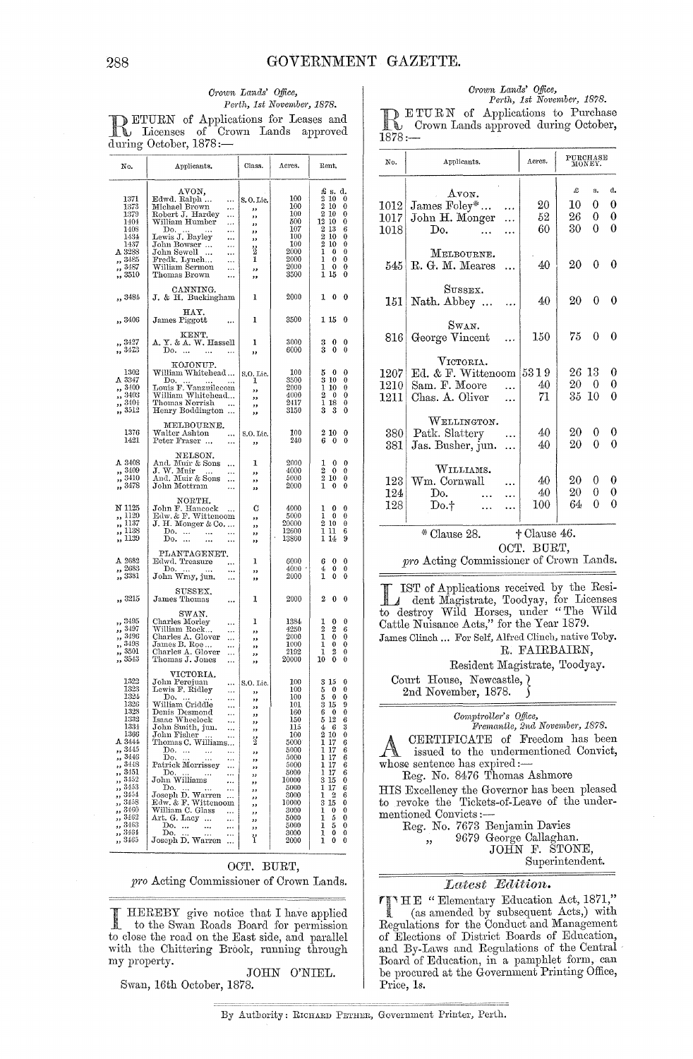*Crown Lands' Office,*
*Perth, 1st November, 1878.*

RETURN of Applications for Leases and Licenses of Crown Lands approved during October, 1878:—

| No. | Applicants. | Class. | Acres. | Rent. |
|---|---|---|---|---|
| | AVON. | | | £ s. d. |
| 1371 | Edwd. Ralph ... ... | S.O. Lic. | 100 | 2 10 0 |
| 1373 | Michael Brown ... | ,, | 100 | 2 10 0 |
| 1379 | Robert J. Hardey ... | ,, | 100 | 2 10 0 |
| 1404 | William Humber ... | ,, | 500 | 12 10 0 |
| 1408 | Do. ... ... ... | ,, | 107 | 2 13 6 |
| 1434 | Lewis J. Bayley ... | ,, | 100 | 2 10 0 |
| 1437 | John Bowser ... ... | ,, | 100 | 2 10 0 |
| A 3288 | John Sewell ... ... | 2 | 2000 | 1 0 0 |
| ,, 3485 | Fredk. Lynch... ... | 1 | 2000 | 1 0 0 |
| ,, 3487 | William Sermon ... | ,, | 2000 | 1 0 0 |
| ,, 3510 | Thomas Brown ... | ,, | 3500 | 1 15 0 |
| | CANNING. | | | |
| ,, 3484 | J. & H. Buckingham | 1 | 2000 | 1 0 0 |
| | HAY. | | | |
| ,, 3406 | James Piggott ... | 1 | 3500 | 1 15 0 |
| | KENT. | | | |
| ,, 3427 | A. Y. & A. W. Hassell | 1 | 3000 | 3 0 0 |
| ,, 3473 | Do. ... ... ... | ,, | 6000 | 3 0 0 |
| | KOJONUP. | | | |
| 1302 | William Whitehead... | S.O. Lic. | 100 | 5 0 0 |
| A 3347 | Do. ... ... ... | 1 | 3500 | 3 10 0 |
| ,, 3400 | Louis F. Vanzuilecom | ,, | 2000 | 1 10 0 |
| ,, 3403 | William Whitehead... | ,, | 4000 | 2 0 0 |
| ,, 3404 | Thomas Norrish ... | ,, | 2417 | 1 18 0 |
| ,, 3512 | Henry Boddington ... | ,, | 3150 | 3 3 0 |
| | MELBOURNE. | | | |
| 1376 | Walter Ashton ... | S.O. Lic. | 100 | 2 10 0 |
| 1421 | Peter Fraser ... ... | ,, | 240 | 6 0 0 |
| | NELSON. | | | |
| A 3408 | And. Muir & Sons ... | 1 | 2000 | 1 0 0 |
| ,, 3409 | J. W. Muir ... ... | ,, | 4000 | 2 0 0 |
| ,, 3410 | And. Muir & Sons ... | ,, | 5000 | 2 10 0 |
| ,, 3478 | John Mottram ... | ,, | 2000 | 1 0 0 |
| | NORTH. | | | |
| N 1125 | John F. Hancock ... | C | 4000 | 1 0 0 |
| ,, 1120 | Edw. & F. Wittenoom | ,, | 5000 | 1 0 0 |
| ,, 1137 | J. H. Monger & Co.... | ,, | 20000 | 2 10 0 |
| ,, 1138 | Do. ... ... ... | ,, | 12600 | 1 11 6 |
| ,, 1139 | Do. ... ... ... | ,, | 13800 | 1 14 9 |
| | PLANTAGENET. | | | |
| A 2682 | Edwd. Treasure ... | 1 | 6000 | 6 0 0 |
| ,, 2683 | Do. ... ... ... | ,, | 4000 | 4 0 0 |
| ,, 3381 | John Wray, jun. ... | ,, | 2000 | 1 0 0 |
| | SUSSEX. | | | |
| ,, 3215 | James Thomas ... | 1 | 2000 | 2 0 0 |
| | SWAN. | | | |
| ,, 3495 | Charles Morley ... | 1 | 1384 | 1 0 0 |
| ,, 3497 | William Rock... ... | ,, | 4250 | 2 2 6 |
| ,, 3496 | Charles A. Glover ... | ,, | 2000 | 1 0 0 |
| ,, 3498 | James B. Roe... ... | ,, | 1000 | 1 0 0 |
| ,, 3501 | Charles A. Glover ... | ,, | 2192 | 1 2 0 |
| ,, 3543 | Thomas J. Jones ... | ,, | 20000 | 10 0 0 |
| | VICTORIA. | | | |
| 1322 | John Perejuan ... | S.O. Lic. | 100 | 3 15 0 |
| 1323 | Lewis F. Ridley ... | ,, | 100 | 5 0 0 |
| 1324 | Do. ... ... ... | ,, | 100 | 5 0 0 |
| 1326 | William Criddle ... | ,, | 101 | 3 15 9 |
| 1328 | Denis Desmond ... | ,, | 160 | 6 0 0 |
| 1332 | Isaac Wheelock ... | ,, | 150 | 5 12 6 |
| 1334 | John Smith, jun. ... | ,, | 115 | 4 6 3 |
| 1366 | John Fisher ... ... | ,, | 100 | 2 10 0 |
| A 3444 | Thomas C. Williams... | 2 | 5000 | 1 17 6 |
| ,, 3445 | Do. ... ... ... | ,, | 5000 | 1 17 6 |
| ,, 3446 | Do. ... ... ... | ,, | 5000 | 1 17 6 |
| ,, 3448 | Patrick Morrissey ... | ,, | 5000 | 1 17 6 |
| ,, 3451 | Do. ... ... ... | ,, | 5000 | 1 17 6 |
| ,, 3452 | John Williams ... | ,, | 10000 | 3 15 0 |
| ,, 3453 | Do. ... ... ... | ,, | 5000 | 1 17 6 |
| ,, 3454 | Joseph D. Warren ... | ,, | 3000 | 1 2 6 |
| ,, 3458 | Edw. & F. Wittenoom | ,, | 10000 | 3 15 0 |
| ,, 3460 | William C. Glass ... | ,, | 3000 | 1 0 0 |
| ,, 3462 | Art. G. Lacy ... ... | ,, | 5000 | 1 5 0 |
| ,, 3463 | Do. ... ... ... | ,, | 5000 | 1 5 0 |
| ,, 3464 | Do. ... ... ... | ,, | 3000 | 1 0 0 |
| ,, 3465 | Joseph D. Warren ... | 1 | 2000 | 1 0 0 |

OCT. BURT,
*pro* Acting Commissioner of Crown Lands.

---

I HEREBY give notice that I have applied to the Swan Roads Board for permission to close the road on the East side, and parallel with the Chittering Brook, running through my property.

JOHN O'NIEL.

Swan, 16th October, 1878.

---

*Crown Lands' Office,*
*Perth, 1st November, 1878.*

RETURN of Applications to Purchase Crown Lands approved during October, 1878:—

| No. | Applicants. | Acres. | Purchase Money. |
|---|---|---|---|
| | AVON. | | £ s. d. |
| 1012 | James Foley* ... ... | 20 | 10 0 0 |
| 1017 | John H. Monger ... | 52 | 26 0 0 |
| 1018 | Do. ... ... | 60 | 30 0 0 |
| | MELBOURNE. | | |
| 545 | R. G. M. Meares ... | 40 | 20 0 0 |
| | SUSSEX. | | |
| 151 | Nath. Abbey ... ... | 40 | 20 0 0 |
| | SWAN. | | |
| 816 | George Vincent ... | 150 | 75 0 0 |
| | VICTORIA. | | |
| 1207 | Ed. & F. Wittenoom | 5319 | 26 13 0 |
| 1210 | Sam. F. Moore ... | 40 | 20 0 0 |
| 1211 | Chas. A. Oliver ... | 71 | 35 10 0 |
| | WELLINGTON. | | |
| 380 | Patk. Slattery ... | 40 | 20 0 0 |
| 381 | Jas. Busher, jun. ... | 40 | 20 0 0 |
| | WILLIAMS. | | |
| 123 | Wm. Cornwall ... | 40 | 20 0 0 |
| 124 | Do. ... ... | 40 | 20 0 0 |
| 128 | Do.† ... ... | 100 | 64 0 0 |

\* Clause 28. † Clause 46.

OCT. BURT,
*pro* Acting Commissioner of Crown Lands.

---

LIST of Applications received by the Resident Magistrate, Toodyay, for Licenses to destroy Wild Horses, under "The Wild Cattle Nuisance Acts," for the Year 1879.

James Clinch ... For Self, Alfred Clinch, native Toby.

R. FAIRBAIRN,
Resident Magistrate, Toodyay.

Court House, Newcastle,
2nd November, 1878.

---

*Comptroller's Office,*
*Fremantle, 2nd November, 1878.*

A CERTIFICATE of Freedom has been issued to the undermentioned Convict, whose sentence has expired:—

Reg. No. 8476 Thomas Ashmore

HIS Excellency the Governor has been pleased to revoke the Tickets-of-Leave of the undermentioned Convicts:—

Reg. No. 7673 Benjamin Davies
,, 9679 George Callaghan.

JOHN F. STONE,
Superintendent.

---

## *Latest Edition.*

THE "Elementary Education Act, 1871," (as amended by subsequent Acts,) with Regulations for the Conduct and Management of Elections of District Boards of Education, and By-Laws and Regulations of the Central Board of Education, in a pamphlet form, can be procured at the Government Printing Office, Price, 1s.

---

By Authority: RICHARD PETHER, Government Printer, Perth.